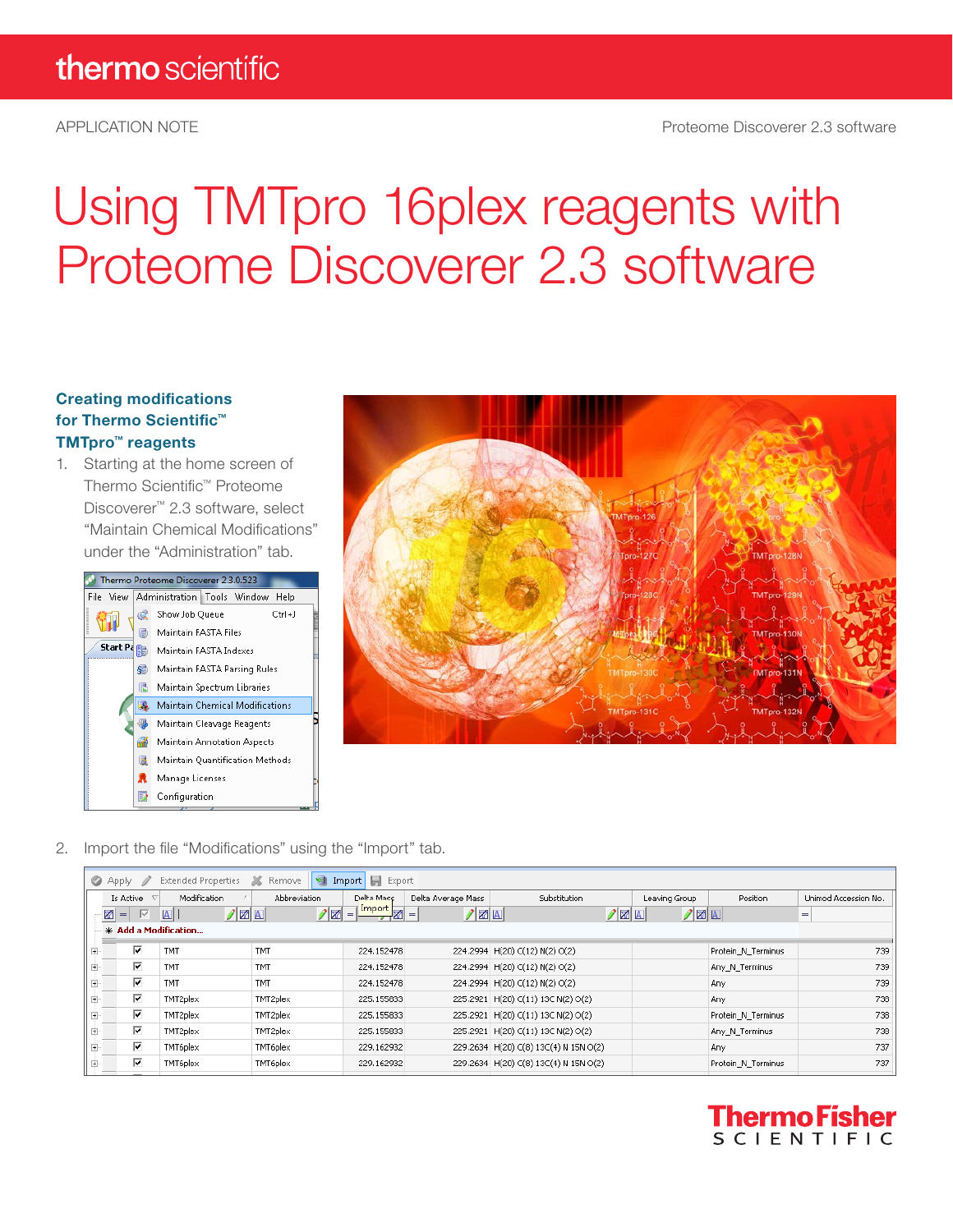thermo scientific

APPLICATION NOTE

Proteome Discoverer 2.3 software

# Using TMTpro 16plex reagents with Proteome Discoverer 2.3 software

### Creating modifications for Thermo Scientific™ TMTpro™ reagents

1. Starting at the home screen of Thermo Scientific™ Proteome Discoverer™ 2.3 software, select "Maintain Chemical Modifications" under the "Administration" tab.

2. Import the file "Modifications" using the "Import" tab.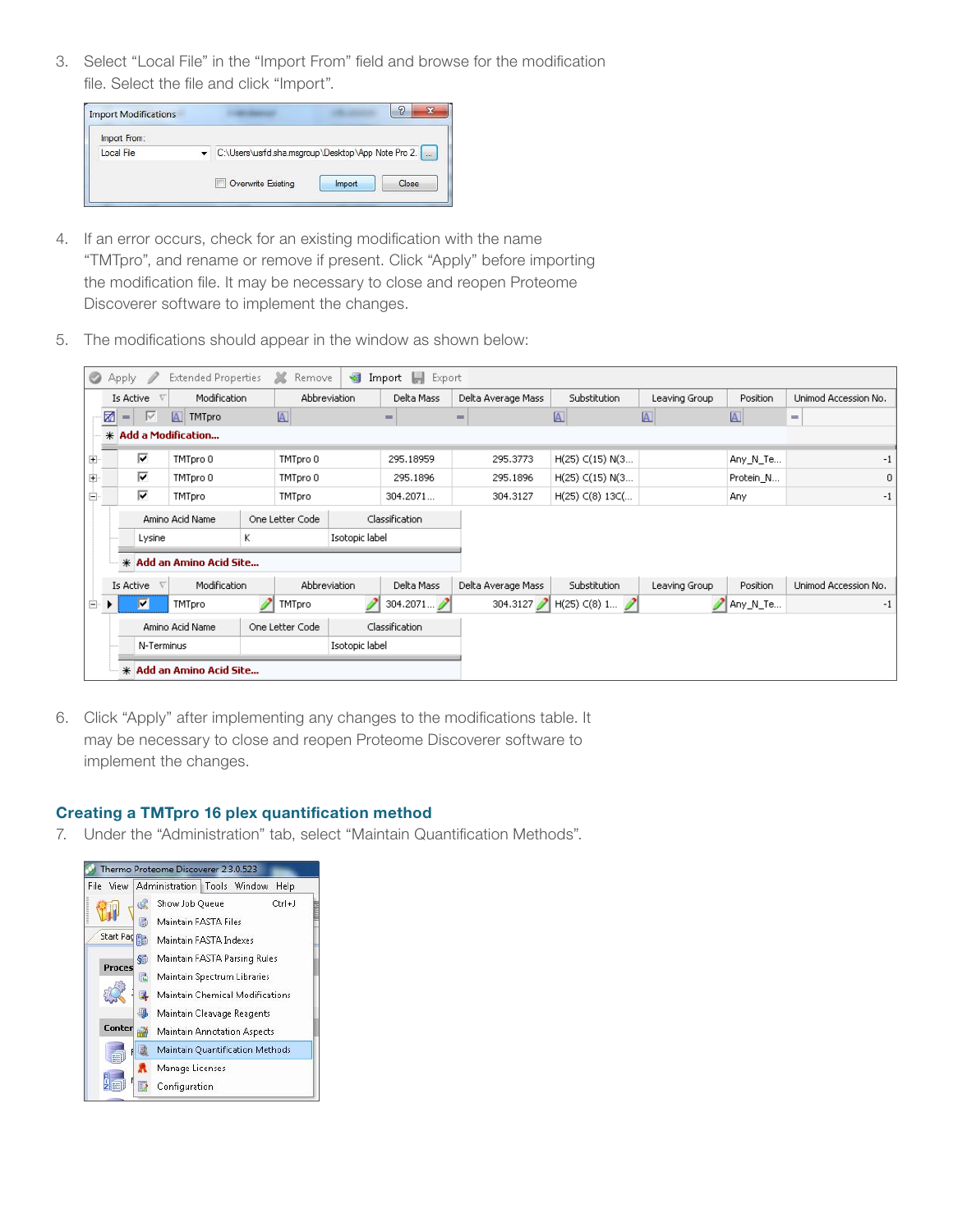3. Select "Local File" in the "Import From" field and browse for the modification file. Select the file and click "Import".

4. If an error occurs, check for an existing modification with the name "TMTpro", and rename or remove if present. Click "Apply" before importing the modification file. It may be necessary to close and reopen Proteome Discoverer software to implement the changes.

5. The modifications should appear in the window as shown below:

6. Click "Apply" after implementing any changes to the modifications table. It may be necessary to close and reopen Proteome Discoverer software to implement the changes.

## Creating a TMTpro 16 plex quantification method

7. Under the "Administration" tab, select "Maintain Quantification Methods".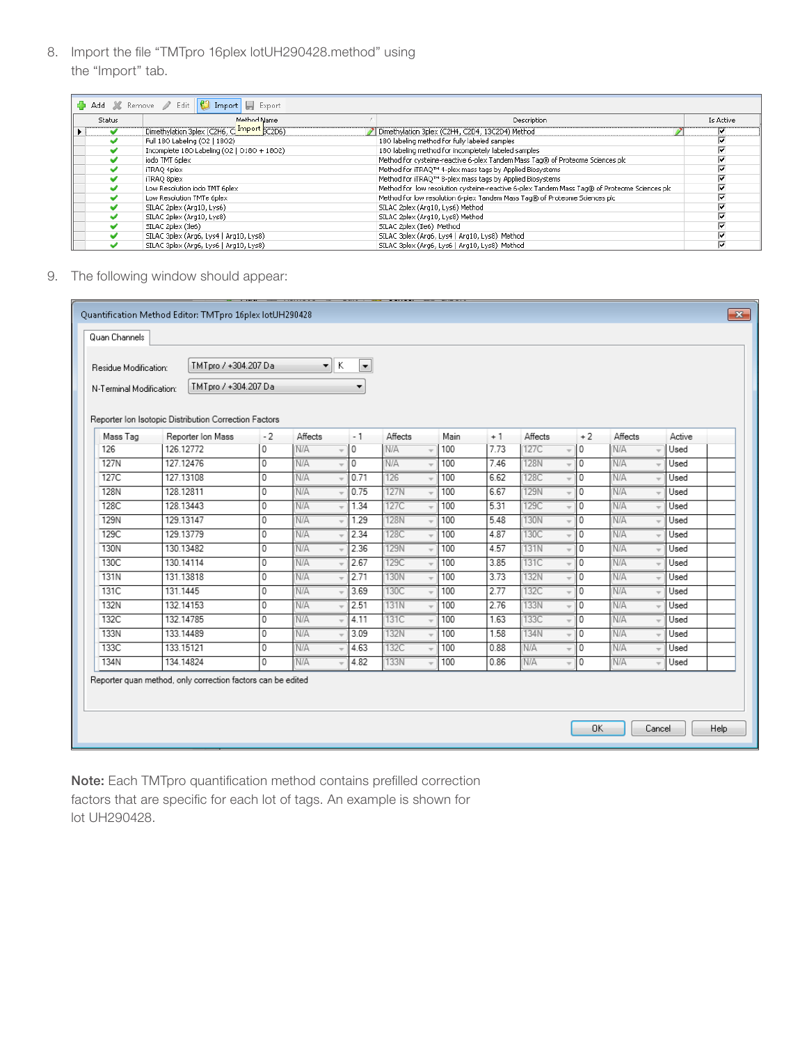8. Import the file "TMTpro 16plex lotUH290428.method" using the "Import" tab.

| Status | Method Name | Description | Is Active |
|---|---|---|---|
| ✔ | Dimethylation 3plex (C2H6, C2D6, 13C2D6) | Dimethylation 3plex (C2H4, C2D4, 13C2D4) Method | ☑ |
| ✔ | Full 18O Labeling (O2 \| 18O2) | 18O labeling method for fully labeled samples | ☑ |
| ✔ | Incomplete 18O Labeling (O2 \| O18O + 18O2) | 18O labeling method for incompletely labeled samples | ☑ |
| ✔ | iodo TMT 6plex | Method for cysteine-reactive 6-plex Tandem Mass Tag® of Proteome Sciences plc | ☑ |
| ✔ | iTRAQ 4plex | Method for iTRAQ™ 4-plex mass tags by Applied Biosystems | ☑ |
| ✔ | iTRAQ 8plex | Method for iTRAQ™ 8-plex mass tags by Applied Biosystems | ☑ |
| ✔ | Low Resolution iodo TMT 6plex | Method for low resolution cysteine-reactive 6-plex Tandem Mass Tag® of Proteome Sciences plc | ☑ |
| ✔ | Low Resolution TMTe 6plex | Method for low resolution 6-plex Tandem Mass Tag® of Proteome Sciences plc | ☑ |
| ✔ | SILAC 2plex (Arg10, Lys6) | SILAC 2plex (Arg10, Lys6) Method | ☑ |
| ✔ | SILAC 2plex (Arg10, Lys8) | SILAC 2plex (Arg10, Lys8) Method | ☑ |
| ✔ | SILAC 2plex (Ile6) | SILAC 2plex (Ile6) Method | ☑ |
| ✔ | SILAC 3plex (Arg6, Lys4 \| Arg10, Lys8) | SILAC 3plex (Arg6, Lys4 \| Arg10, Lys8) Method | ☑ |
| ✔ | SILAC 3plex (Arg6, Lys6 \| Arg10, Lys8) | SILAC 3plex (Arg6, Lys6 \| Arg10, Lys8) Method | ☑ |

9. The following window should appear:

Quantification Method Editor: TMTpro 16plex lotUH290428

Quan Channels

Residue Modification: TMTpro / +304.207 Da &nbsp; K

N-Terminal Modification: TMTpro / +304.207 Da

Reporter Ion Isotopic Distribution Correction Factors

| Mass Tag | Reporter Ion Mass | -2 | Affects | -1 | Affects | Main | +1 | Affects | +2 | Affects | Active |
|---|---|---|---|---|---|---|---|---|---|---|---|
| 126 | 126.12772 | 0 | N/A | 0 | N/A | 100 | 7.73 | 127C | 0 | N/A | Used |
| 127N | 127.12476 | 0 | N/A | 0 | N/A | 100 | 7.46 | 128N | 0 | N/A | Used |
| 127C | 127.13108 | 0 | N/A | 0.71 | 126 | 100 | 6.62 | 128C | 0 | N/A | Used |
| 128N | 128.12811 | 0 | N/A | 0.75 | 127N | 100 | 6.67 | 129N | 0 | N/A | Used |
| 128C | 128.13443 | 0 | N/A | 1.34 | 127C | 100 | 5.31 | 129C | 0 | N/A | Used |
| 129N | 129.13147 | 0 | N/A | 1.29 | 128N | 100 | 5.48 | 130N | 0 | N/A | Used |
| 129C | 129.13779 | 0 | N/A | 2.34 | 128C | 100 | 4.87 | 130C | 0 | N/A | Used |
| 130N | 130.13482 | 0 | N/A | 2.36 | 129N | 100 | 4.57 | 131N | 0 | N/A | Used |
| 130C | 130.14114 | 0 | N/A | 2.67 | 129C | 100 | 3.85 | 131C | 0 | N/A | Used |
| 131N | 131.13818 | 0 | N/A | 2.71 | 130N | 100 | 3.73 | 132N | 0 | N/A | Used |
| 131C | 131.1445 | 0 | N/A | 3.69 | 130C | 100 | 2.77 | 132C | 0 | N/A | Used |
| 132N | 132.14153 | 0 | N/A | 2.51 | 131N | 100 | 2.76 | 133N | 0 | N/A | Used |
| 132C | 132.14785 | 0 | N/A | 4.11 | 131C | 100 | 1.63 | 133C | 0 | N/A | Used |
| 133N | 133.14489 | 0 | N/A | 3.09 | 132N | 100 | 1.58 | 134N | 0 | N/A | Used |
| 133C | 133.15121 | 0 | N/A | 4.63 | 132C | 100 | 0.88 | N/A | 0 | N/A | Used |
| 134N | 134.14824 | 0 | N/A | 4.82 | 133N | 100 | 0.86 | N/A | 0 | N/A | Used |

Reporter quan method, only correction factors can be edited

OK &nbsp; Cancel &nbsp; Help

**Note:** Each TMTpro quantification method contains prefilled correction factors that are specific for each lot of tags. An example is shown for lot UH290428.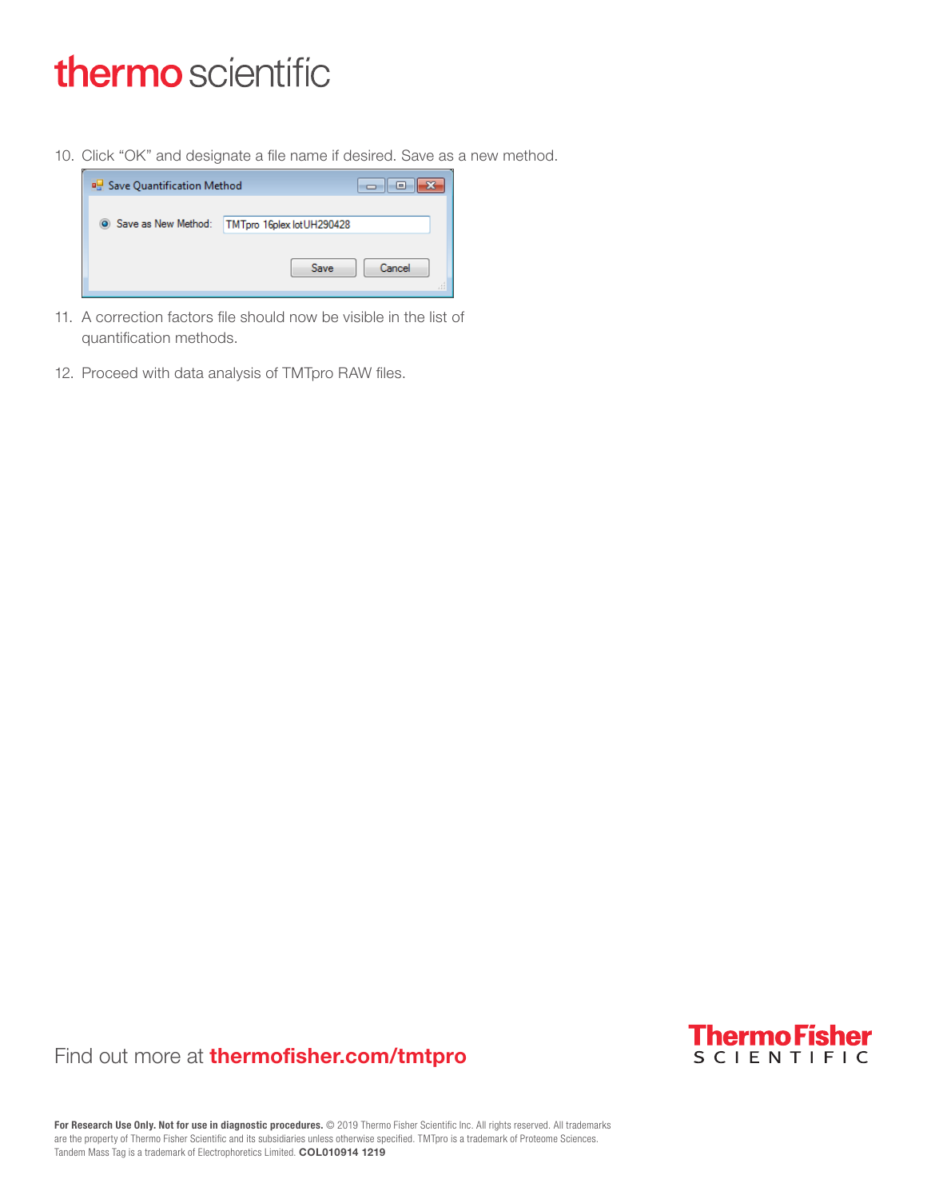10. Click "OK" and designate a file name if desired. Save as a new method.

Save Quantification Method

Save as New Method: TMTpro 16plex lotUH290428

Save Cancel

11. A correction factors file should now be visible in the list of quantification methods.

12. Proceed with data analysis of TMTpro RAW files.

Find out more at **thermofisher.com/tmtpro**

**For Research Use Only. Not for use in diagnostic procedures.** © 2019 Thermo Fisher Scientific Inc. All rights reserved. All trademarks are the property of Thermo Fisher Scientific and its subsidiaries unless otherwise specified. TMTpro is a trademark of Proteome Sciences. Tandem Mass Tag is a trademark of Electrophoretics Limited. **COL010914 1219**